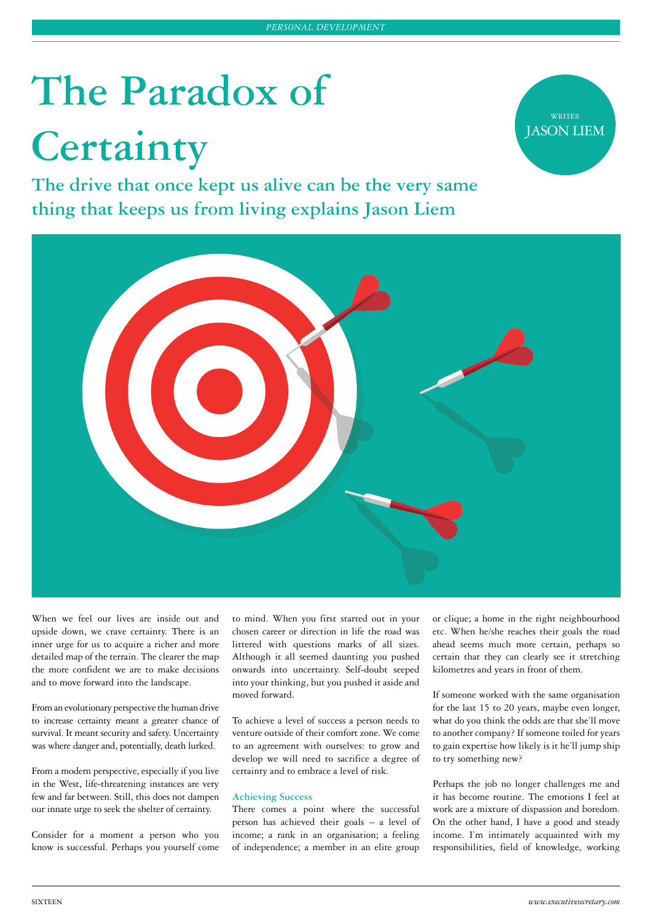# The Paradox of Certainty

WRITER JASON LIEM

## The drive that once kept us alive can be the very same thing that keeps us from living explains Jason Liem

When we feel our lives are inside out and upside down, we crave certainty. There is an inner urge for us to acquire a richer and more detailed map of the terrain. The clearer the map the more confident we are to make decisions and to move forward into the landscape.

From an evolutionary perspective the human drive to increase certainty meant a greater chance of survival. It meant security and safety. Uncertainty was where danger and, potentially, death lurked.

From a modern perspective, especially if you live in the West, life-threatening instances are very few and far between. Still, this does not dampen our innate urge to seek the shelter of certainty.

Consider for a moment a person who you know is successful. Perhaps you yourself come to mind. When you first started out in your chosen career or direction in life the road was littered with questions marks of all sizes. Although it all seemed daunting you pushed onwards into uncertainty. Self-doubt seeped into your thinking, but you pushed it aside and moved forward.

To achieve a level of success a person needs to venture outside of their comfort zone. We come to an agreement with ourselves: to grow and develop we will need to sacrifice a degree of certainty and to embrace a level of risk.

### Achieving Success

There comes a point where the successful person has achieved their goals – a level of income; a rank in an organisation; a feeling of independence; a member in an elite group or clique; a home in the right neighbourhood etc. When he/she reaches their goals the road ahead seems much more certain, perhaps so certain that they can clearly see it stretching kilometres and years in front of them.

If someone worked with the same organisation for the last 15 to 20 years, maybe even longer, what do you think the odds are that she'll move to another company? If someone toiled for years to gain expertise how likely is it he'll jump ship to try something new?

Perhaps the job no longer challenges me and it has become routine. The emotions I feel at work are a mixture of dispassion and boredom. On the other hand, I have a good and steady income. I'm intimately acquainted with my responsibilities, field of knowledge, working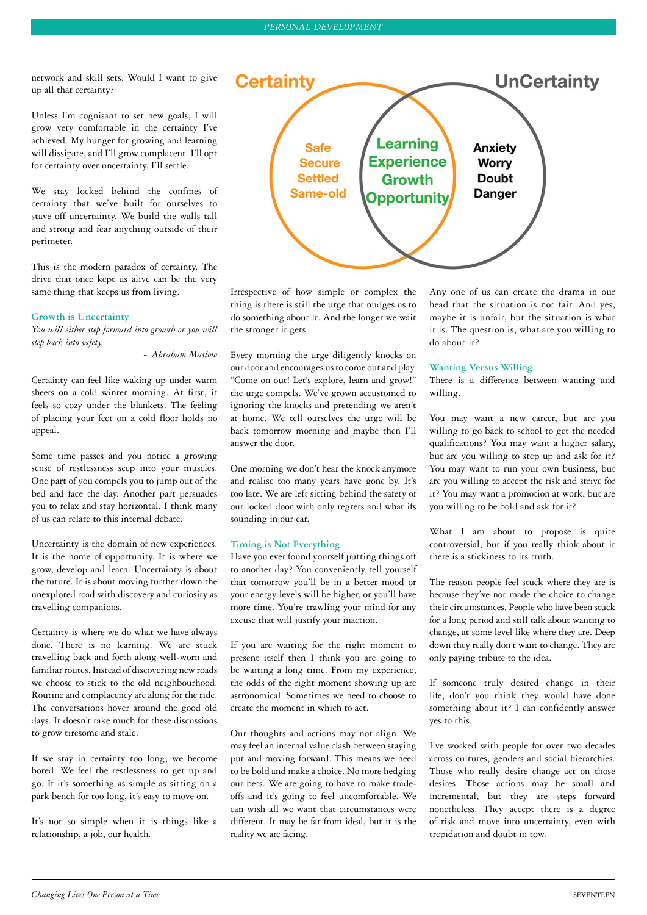network and skill sets. Would I want to give up all that certainty?

Unless I'm cognisant to set new goals, I will grow very comfortable in the certainty I've achieved. My hunger for growing and learning will dissipate, and I'll grow complacent. I'll opt for certainty over uncertainty. I'll settle.

We stay locked behind the confines of certainty that we've built for ourselves to stave off uncertainty. We build the walls tall and strong and fear anything outside of their perimeter.

This is the modern paradox of certainty. The drive that once kept us alive can be the very same thing that keeps us from living.

### Growth is Uncertainty

*You will either step forward into growth or you will step back into safety.*

*~ Abraham Maslow*

Certainty can feel like waking up under warm sheets on a cold winter morning. At first, it feels so cozy under the blankets. The feeling of placing your feet on a cold floor holds no appeal.

Some time passes and you notice a growing sense of restlessness seep into your muscles. One part of you compels you to jump out of the bed and face the day. Another part persuades you to relax and stay horizontal. I think many of us can relate to this internal debate.

Uncertainty is the domain of new experiences. It is the home of opportunity. It is where we grow, develop and learn. Uncertainty is about the future. It is about moving further down the unexplored road with discovery and curiosity as travelling companions.

Certainty is where we do what we have always done. There is no learning. We are stuck travelling back and forth along well-worn and familiar routes. Instead of discovering new roads we choose to stick to the old neighbourhood. Routine and complacency are along for the ride. The conversations hover around the good old days. It doesn't take much for these discussions to grow tiresome and stale.

If we stay in certainty too long, we become bored. We feel the restlessness to get up and go. If it's something as simple as sitting on a park bench for too long, it's easy to move on.

It's not so simple when it is things like a relationship, a job, our health.

**Certainty** — Safe, Secure, Settled, Same-old

**Certainty ∩ UnCertainty** — Learning, Experience, Growth, Opportunity

**UnCertainty** — Anxiety, Worry, Doubt, Danger

Irrespective of how simple or complex the thing is there is still the urge that nudges us to do something about it. And the longer we wait the stronger it gets.

Every morning the urge diligently knocks on our door and encourages us to come out and play. "Come on out! Let's explore, learn and grow!" the urge compels. We've grown accustomed to ignoring the knocks and pretending we aren't at home. We tell ourselves the urge will be back tomorrow morning and maybe then I'll answer the door.

One morning we don't hear the knock anymore and realise too many years have gone by. It's too late. We are left sitting behind the safety of our locked door with only regrets and what ifs sounding in our ear.

### Timing is Not Everything

Have you ever found yourself putting things off to another day? You conveniently tell yourself that tomorrow you'll be in a better mood or your energy levels will be higher, or you'll have more time. You're trawling your mind for any excuse that will justify your inaction.

If you are waiting for the right moment to present itself then I think you are going to be waiting a long time. From my experience, the odds of the right moment showing up are astronomical. Sometimes we need to choose to create the moment in which to act.

Our thoughts and actions may not align. We may feel an internal value clash between staying put and moving forward. This means we need to be bold and make a choice. No more hedging our bets. We are going to have to make trade-offs and it's going to feel uncomfortable. We can wish all we want that circumstances were different. It may be far from ideal, but it is the reality we are facing.

Any one of us can create the drama in our head that the situation is not fair. And yes, maybe it is unfair, but the situation is what it is. The question is, what are you willing to do about it?

### Wanting Versus Willing

There is a difference between wanting and willing.

You may want a new career, but are you willing to go back to school to get the needed qualifications? You may want a higher salary, but are you willing to step up and ask for it? You may want to run your own business, but are you willing to accept the risk and strive for it? You may want a promotion at work, but are you willing to be bold and ask for it?

What I am about to propose is quite controversial, but if you really think about it there is a stickiness to its truth.

The reason people feel stuck where they are is because they've not made the choice to change their circumstances. People who have been stuck for a long period and still talk about wanting to change, at some level like where they are. Deep down they really don't want to change. They are only paying tribute to the idea.

If someone truly desired change in their life, don't you think they would have done something about it? I can confidently answer yes to this.

I've worked with people for over two decades across cultures, genders and social hierarchies. Those who really desire change act on those desires. Those actions may be small and incremental, but they are steps forward nonetheless. They accept there is a degree of risk and move into uncertainty, even with trepidation and doubt in tow.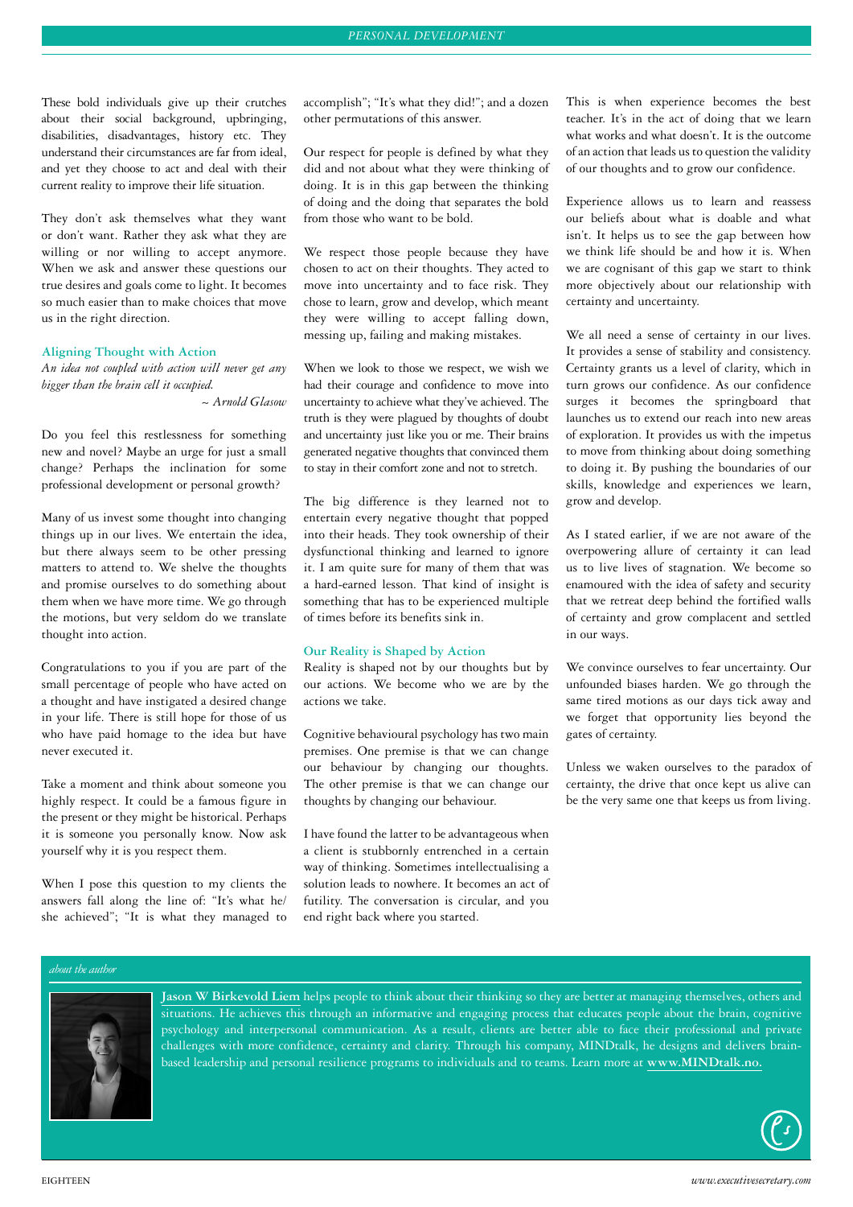These bold individuals give up their crutches about their social background, upbringing, disabilities, disadvantages, history etc. They understand their circumstances are far from ideal, and yet they choose to act and deal with their current reality to improve their life situation.

They don't ask themselves what they want or don't want. Rather they ask what they are willing or nor willing to accept anymore. When we ask and answer these questions our true desires and goals come to light. It becomes so much easier than to make choices that move us in the right direction.

## Aligning Thought with Action

*An idea not coupled with action will never get any bigger than the brain cell it occupied.*

*~ Arnold Glasow*

Do you feel this restlessness for something new and novel? Maybe an urge for just a small change? Perhaps the inclination for some professional development or personal growth?

Many of us invest some thought into changing things up in our lives. We entertain the idea, but there always seem to be other pressing matters to attend to. We shelve the thoughts and promise ourselves to do something about them when we have more time. We go through the motions, but very seldom do we translate thought into action.

Congratulations to you if you are part of the small percentage of people who have acted on a thought and have instigated a desired change in your life. There is still hope for those of us who have paid homage to the idea but have never executed it.

Take a moment and think about someone you highly respect. It could be a famous figure in the present or they might be historical. Perhaps it is someone you personally know. Now ask yourself why it is you respect them.

When I pose this question to my clients the answers fall along the line of: "It's what he/she achieved"; "It is what they managed to accomplish"; "It's what they did!"; and a dozen other permutations of this answer.

Our respect for people is defined by what they did and not about what they were thinking of doing. It is in this gap between the thinking of doing and the doing that separates the bold from those who want to be bold.

We respect those people because they have chosen to act on their thoughts. They acted to move into uncertainty and to face risk. They chose to learn, grow and develop, which meant they were willing to accept falling down, messing up, failing and making mistakes.

When we look to those we respect, we wish we had their courage and confidence to move into uncertainty to achieve what they've achieved. The truth is they were plagued by thoughts of doubt and uncertainty just like you or me. Their brains generated negative thoughts that convinced them to stay in their comfort zone and not to stretch.

The big difference is they learned not to entertain every negative thought that popped into their heads. They took ownership of their dysfunctional thinking and learned to ignore it. I am quite sure for many of them that was a hard-earned lesson. That kind of insight is something that has to be experienced multiple of times before its benefits sink in.

## Our Reality is Shaped by Action

Reality is shaped not by our thoughts but by our actions. We become who we are by the actions we take.

Cognitive behavioural psychology has two main premises. One premise is that we can change our behaviour by changing our thoughts. The other premise is that we can change our thoughts by changing our behaviour.

I have found the latter to be advantageous when a client is stubbornly entrenched in a certain way of thinking. Sometimes intellectualising a solution leads to nowhere. It becomes an act of futility. The conversation is circular, and you end right back where you started.

This is when experience becomes the best teacher. It's in the act of doing that we learn what works and what doesn't. It is the outcome of an action that leads us to question the validity of our thoughts and to grow our confidence.

Experience allows us to learn and reassess our beliefs about what is doable and what isn't. It helps us to see the gap between how we think life should be and how it is. When we are cognisant of this gap we start to think more objectively about our relationship with certainty and uncertainty.

We all need a sense of certainty in our lives. It provides a sense of stability and consistency. Certainty grants us a level of clarity, which in turn grows our confidence. As our confidence surges it becomes the springboard that launches us to extend our reach into new areas of exploration. It provides us with the impetus to move from thinking about doing something to doing it. By pushing the boundaries of our skills, knowledge and experiences we learn, grow and develop.

As I stated earlier, if we are not aware of the overpowering allure of certainty it can lead us to live lives of stagnation. We become so enamoured with the idea of safety and security that we retreat deep behind the fortified walls of certainty and grow complacent and settled in our ways.

We convince ourselves to fear uncertainty. Our unfounded biases harden. We go through the same tired motions as our days tick away and we forget that opportunity lies beyond the gates of certainty.

Unless we waken ourselves to the paradox of certainty, the drive that once kept us alive can be the very same one that keeps us from living.

*about the author*

**Jason W Birkevold Liem** helps people to think about their thinking so they are better at managing themselves, others and situations. He achieves this through an informative and engaging process that educates people about the brain, cognitive psychology and interpersonal communication. As a result, clients are better able to face their professional and private challenges with more confidence, certainty and clarity. Through his company, MINDtalk, he designs and delivers brain-based leadership and personal resilience programs to individuals and to teams. Learn more at **www.MINDtalk.no.**